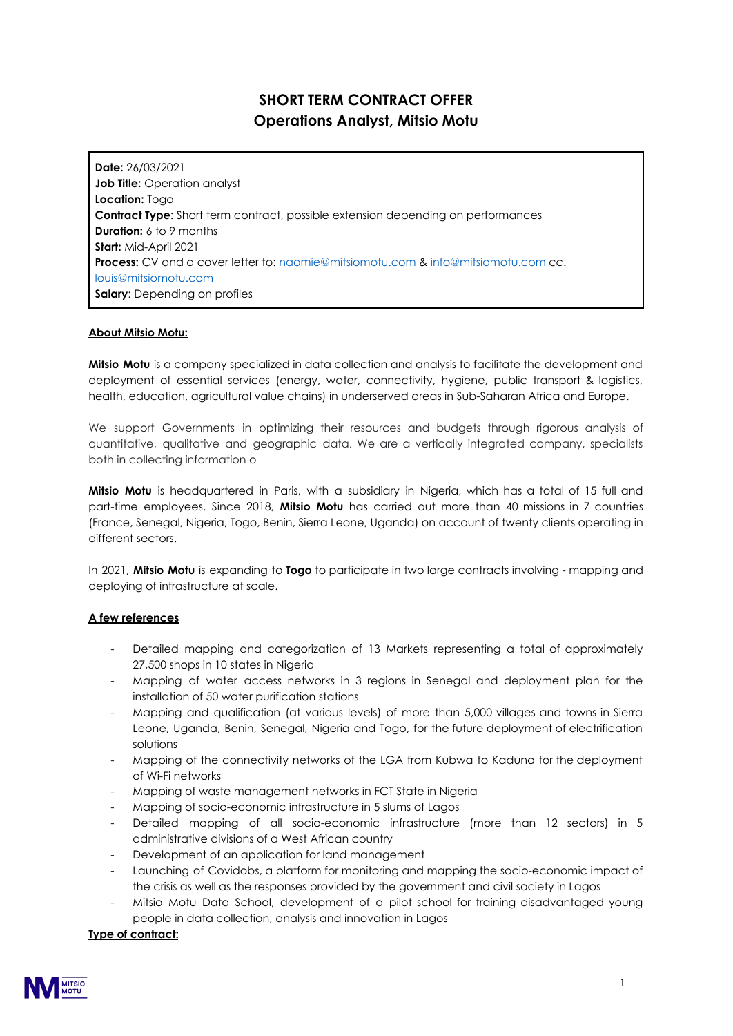# SHORT TERM CONTRACT OFFER
## Operations Analyst, Mitsio Motu

**Date:** 26/03/2021
**Job Title:** Operation analyst
**Location:** Togo
**Contract Type**: Short term contract, possible extension depending on performances
**Duration:** 6 to 9 months
**Start:** Mid-April 2021
**Process:** CV and a cover letter to: naomie@mitsiomotu.com & info@mitsiomotu.com cc. louis@mitsiomotu.com
**Salary**: Depending on profiles

**About Mitsio Motu:**

**Mitsio Motu** is a company specialized in data collection and analysis to facilitate the development and deployment of essential services (energy, water, connectivity, hygiene, public transport & logistics, health, education, agricultural value chains) in underserved areas in Sub-Saharan Africa and Europe.

We support Governments in optimizing their resources and budgets through rigorous analysis of quantitative, qualitative and geographic data. We are a vertically integrated company, specialists both in collecting information o

**Mitsio Motu** is headquartered in Paris, with a subsidiary in Nigeria, which has a total of 15 full and part-time employees. Since 2018, **Mitsio Motu** has carried out more than 40 missions in 7 countries (France, Senegal, Nigeria, Togo, Benin, Sierra Leone, Uganda) on account of twenty clients operating in different sectors.

In 2021, **Mitsio Motu** is expanding to **Togo** to participate in two large contracts involving - mapping and deploying of infrastructure at scale.

**A few references**

- Detailed mapping and categorization of 13 Markets representing a total of approximately 27,500 shops in 10 states in Nigeria
- Mapping of water access networks in 3 regions in Senegal and deployment plan for the installation of 50 water purification stations
- Mapping and qualification (at various levels) of more than 5,000 villages and towns in Sierra Leone, Uganda, Benin, Senegal, Nigeria and Togo, for the future deployment of electrification solutions
- Mapping of the connectivity networks of the LGA from Kubwa to Kaduna for the deployment of Wi-Fi networks
- Mapping of waste management networks in FCT State in Nigeria
- Mapping of socio-economic infrastructure in 5 slums of Lagos
- Detailed mapping of all socio-economic infrastructure (more than 12 sectors) in 5 administrative divisions of a West African country
- Development of an application for land management
- Launching of Covidobs, a platform for monitoring and mapping the socio-economic impact of the crisis as well as the responses provided by the government and civil society in Lagos
- Mitsio Motu Data School, development of a pilot school for training disadvantaged young people in data collection, analysis and innovation in Lagos

**Type of contract:**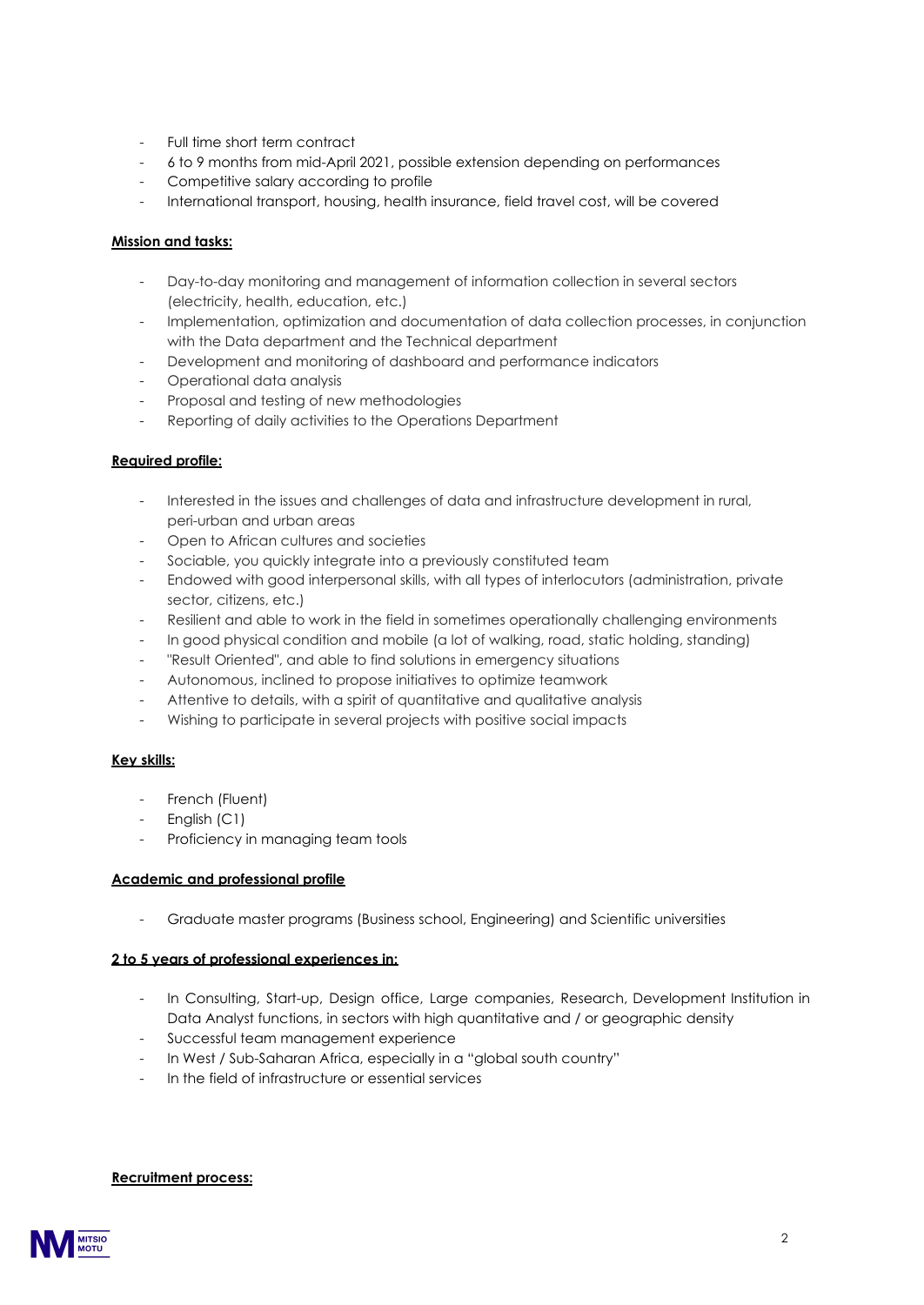- Full time short term contract
- 6 to 9 months from mid-April 2021, possible extension depending on performances
- Competitive salary according to profile
- International transport, housing, health insurance, field travel cost, will be covered

**Mission and tasks:**

- Day-to-day monitoring and management of information collection in several sectors (electricity, health, education, etc.)
- Implementation, optimization and documentation of data collection processes, in conjunction with the Data department and the Technical department
- Development and monitoring of dashboard and performance indicators
- Operational data analysis
- Proposal and testing of new methodologies
- Reporting of daily activities to the Operations Department

**Required profile:**

- Interested in the issues and challenges of data and infrastructure development in rural, peri-urban and urban areas
- Open to African cultures and societies
- Sociable, you quickly integrate into a previously constituted team
- Endowed with good interpersonal skills, with all types of interlocutors (administration, private sector, citizens, etc.)
- Resilient and able to work in the field in sometimes operationally challenging environments
- In good physical condition and mobile (a lot of walking, road, static holding, standing)
- "Result Oriented", and able to find solutions in emergency situations
- Autonomous, inclined to propose initiatives to optimize teamwork
- Attentive to details, with a spirit of quantitative and qualitative analysis
- Wishing to participate in several projects with positive social impacts

**Key skills:**

- French (Fluent)
- English (C1)
- Proficiency in managing team tools

**Academic and professional profile**

- Graduate master programs (Business school, Engineering) and Scientific universities

**2 to 5 years of professional experiences in:**

- In Consulting, Start-up, Design office, Large companies, Research, Development Institution in Data Analyst functions, in sectors with high quantitative and / or geographic density
- Successful team management experience
- In West / Sub-Saharan Africa, especially in a "global south country"
- In the field of infrastructure or essential services

**Recruitment process:**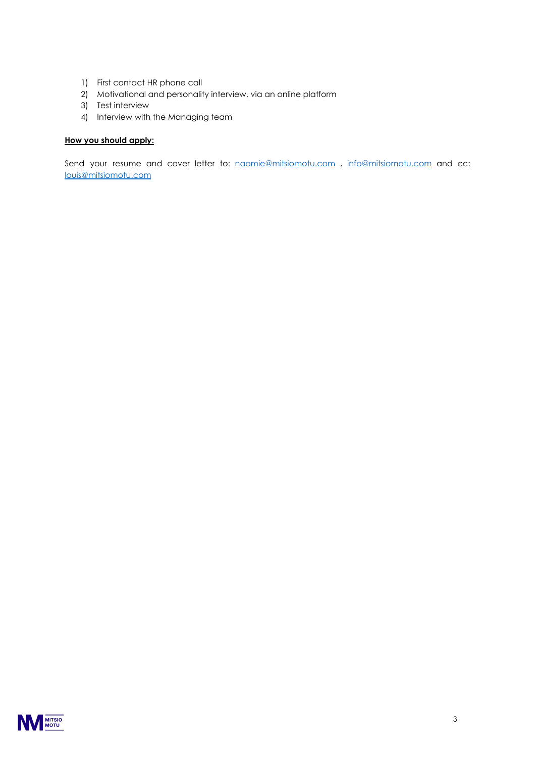1) First contact HR phone call
2) Motivational and personality interview, via an online platform
3) Test interview
4) Interview with the Managing team

**How you should apply:**

Send your resume and cover letter to: naomie@mitsiomotu.com , info@mitsiomotu.com and cc: louis@mitsiomotu.com